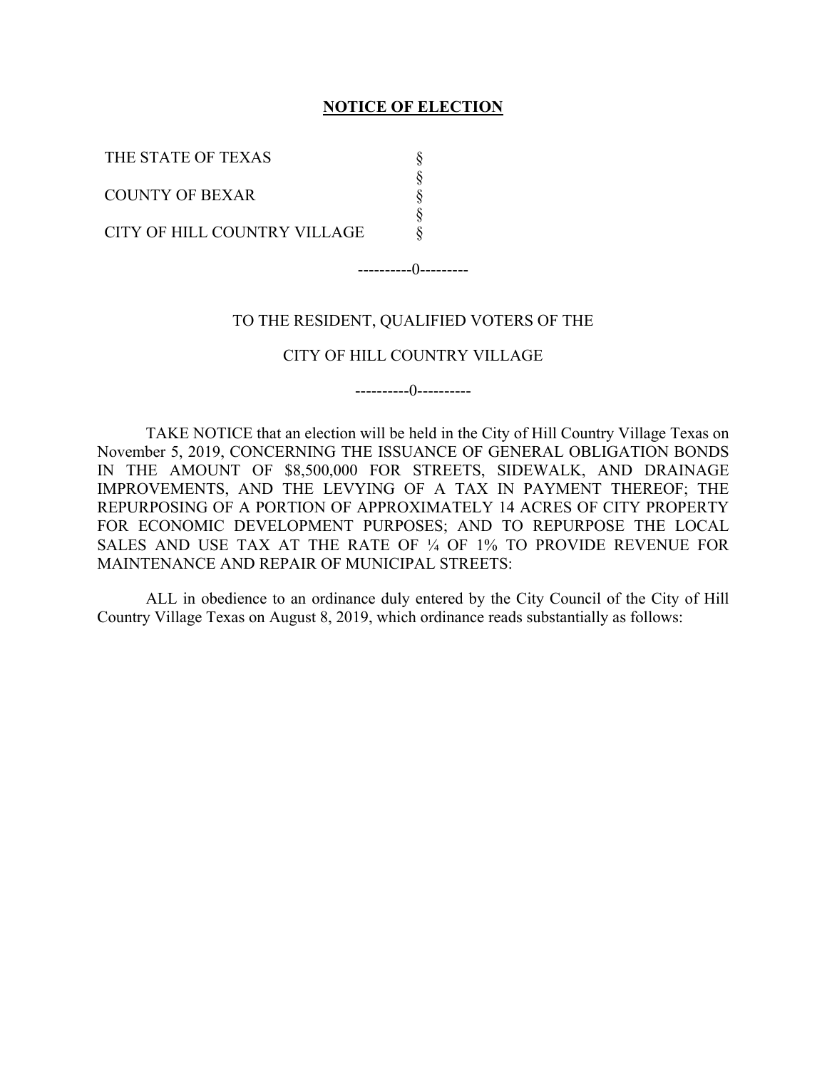# NOTICE OF ELECTION

| | |
|---|---|
| THE STATE OF TEXAS | § |
| | § |
| COUNTY OF BEXAR | § |
| | § |
| CITY OF HILL COUNTRY VILLAGE | § |

----------0---------

TO THE RESIDENT, QUALIFIED VOTERS OF THE

CITY OF HILL COUNTRY VILLAGE

----------0----------

TAKE NOTICE that an election will be held in the City of Hill Country Village Texas on November 5, 2019, CONCERNING THE ISSUANCE OF GENERAL OBLIGATION BONDS IN THE AMOUNT OF $8,500,000 FOR STREETS, SIDEWALK, AND DRAINAGE IMPROVEMENTS, AND THE LEVYING OF A TAX IN PAYMENT THEREOF; THE REPURPOSING OF A PORTION OF APPROXIMATELY 14 ACRES OF CITY PROPERTY FOR ECONOMIC DEVELOPMENT PURPOSES; AND TO REPURPOSE THE LOCAL SALES AND USE TAX AT THE RATE OF ¼ OF 1% TO PROVIDE REVENUE FOR MAINTENANCE AND REPAIR OF MUNICIPAL STREETS:

ALL in obedience to an ordinance duly entered by the City Council of the City of Hill Country Village Texas on August 8, 2019, which ordinance reads substantially as follows: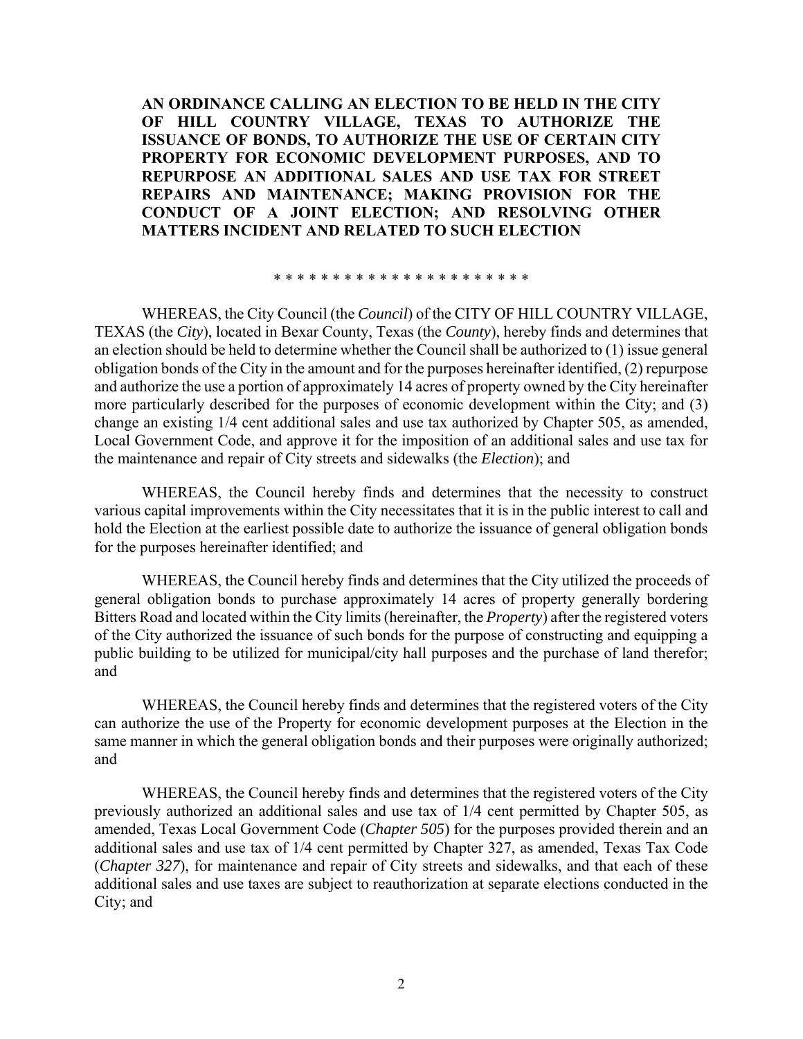**AN ORDINANCE CALLING AN ELECTION TO BE HELD IN THE CITY OF HILL COUNTRY VILLAGE, TEXAS TO AUTHORIZE THE ISSUANCE OF BONDS, TO AUTHORIZE THE USE OF CERTAIN CITY PROPERTY FOR ECONOMIC DEVELOPMENT PURPOSES, AND TO REPURPOSE AN ADDITIONAL SALES AND USE TAX FOR STREET REPAIRS AND MAINTENANCE; MAKING PROVISION FOR THE CONDUCT OF A JOINT ELECTION; AND RESOLVING OTHER MATTERS INCIDENT AND RELATED TO SUCH ELECTION**

* * * * * * * * * * * * * * * * * * * * * *

WHEREAS, the City Council (the *Council*) of the CITY OF HILL COUNTRY VILLAGE, TEXAS (the *City*), located in Bexar County, Texas (the *County*), hereby finds and determines that an election should be held to determine whether the Council shall be authorized to (1) issue general obligation bonds of the City in the amount and for the purposes hereinafter identified, (2) repurpose and authorize the use a portion of approximately 14 acres of property owned by the City hereinafter more particularly described for the purposes of economic development within the City; and (3) change an existing 1/4 cent additional sales and use tax authorized by Chapter 505, as amended, Local Government Code, and approve it for the imposition of an additional sales and use tax for the maintenance and repair of City streets and sidewalks (the *Election*); and

WHEREAS, the Council hereby finds and determines that the necessity to construct various capital improvements within the City necessitates that it is in the public interest to call and hold the Election at the earliest possible date to authorize the issuance of general obligation bonds for the purposes hereinafter identified; and

WHEREAS, the Council hereby finds and determines that the City utilized the proceeds of general obligation bonds to purchase approximately 14 acres of property generally bordering Bitters Road and located within the City limits (hereinafter, the *Property*) after the registered voters of the City authorized the issuance of such bonds for the purpose of constructing and equipping a public building to be utilized for municipal/city hall purposes and the purchase of land therefor; and

WHEREAS, the Council hereby finds and determines that the registered voters of the City can authorize the use of the Property for economic development purposes at the Election in the same manner in which the general obligation bonds and their purposes were originally authorized; and

WHEREAS, the Council hereby finds and determines that the registered voters of the City previously authorized an additional sales and use tax of 1/4 cent permitted by Chapter 505, as amended, Texas Local Government Code (*Chapter 505*) for the purposes provided therein and an additional sales and use tax of 1/4 cent permitted by Chapter 327, as amended, Texas Tax Code (*Chapter 327*), for maintenance and repair of City streets and sidewalks, and that each of these additional sales and use taxes are subject to reauthorization at separate elections conducted in the City; and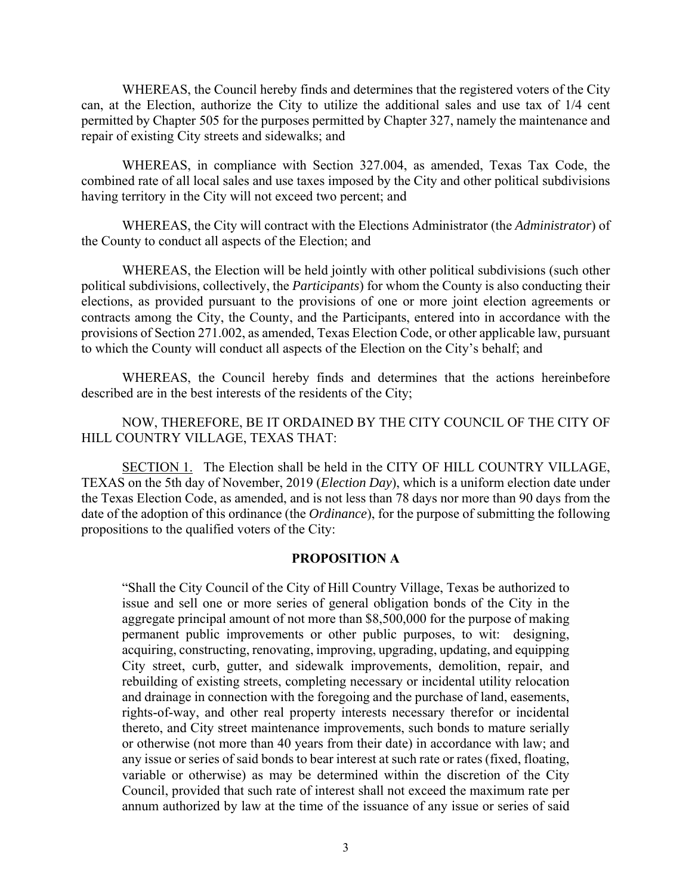WHEREAS, the Council hereby finds and determines that the registered voters of the City can, at the Election, authorize the City to utilize the additional sales and use tax of 1/4 cent permitted by Chapter 505 for the purposes permitted by Chapter 327, namely the maintenance and repair of existing City streets and sidewalks; and

WHEREAS, in compliance with Section 327.004, as amended, Texas Tax Code, the combined rate of all local sales and use taxes imposed by the City and other political subdivisions having territory in the City will not exceed two percent; and

WHEREAS, the City will contract with the Elections Administrator (the *Administrator*) of the County to conduct all aspects of the Election; and

WHEREAS, the Election will be held jointly with other political subdivisions (such other political subdivisions, collectively, the *Participants*) for whom the County is also conducting their elections, as provided pursuant to the provisions of one or more joint election agreements or contracts among the City, the County, and the Participants, entered into in accordance with the provisions of Section 271.002, as amended, Texas Election Code, or other applicable law, pursuant to which the County will conduct all aspects of the Election on the City's behalf; and

WHEREAS, the Council hereby finds and determines that the actions hereinbefore described are in the best interests of the residents of the City;

NOW, THEREFORE, BE IT ORDAINED BY THE CITY COUNCIL OF THE CITY OF HILL COUNTRY VILLAGE, TEXAS THAT:

SECTION 1. The Election shall be held in the CITY OF HILL COUNTRY VILLAGE, TEXAS on the 5th day of November, 2019 (*Election Day*), which is a uniform election date under the Texas Election Code, as amended, and is not less than 78 days nor more than 90 days from the date of the adoption of this ordinance (the *Ordinance*), for the purpose of submitting the following propositions to the qualified voters of the City:

**PROPOSITION A**

"Shall the City Council of the City of Hill Country Village, Texas be authorized to issue and sell one or more series of general obligation bonds of the City in the aggregate principal amount of not more than $8,500,000 for the purpose of making permanent public improvements or other public purposes, to wit: designing, acquiring, constructing, renovating, improving, upgrading, updating, and equipping City street, curb, gutter, and sidewalk improvements, demolition, repair, and rebuilding of existing streets, completing necessary or incidental utility relocation and drainage in connection with the foregoing and the purchase of land, easements, rights-of-way, and other real property interests necessary therefor or incidental thereto, and City street maintenance improvements, such bonds to mature serially or otherwise (not more than 40 years from their date) in accordance with law; and any issue or series of said bonds to bear interest at such rate or rates (fixed, floating, variable or otherwise) as may be determined within the discretion of the City Council, provided that such rate of interest shall not exceed the maximum rate per annum authorized by law at the time of the issuance of any issue or series of said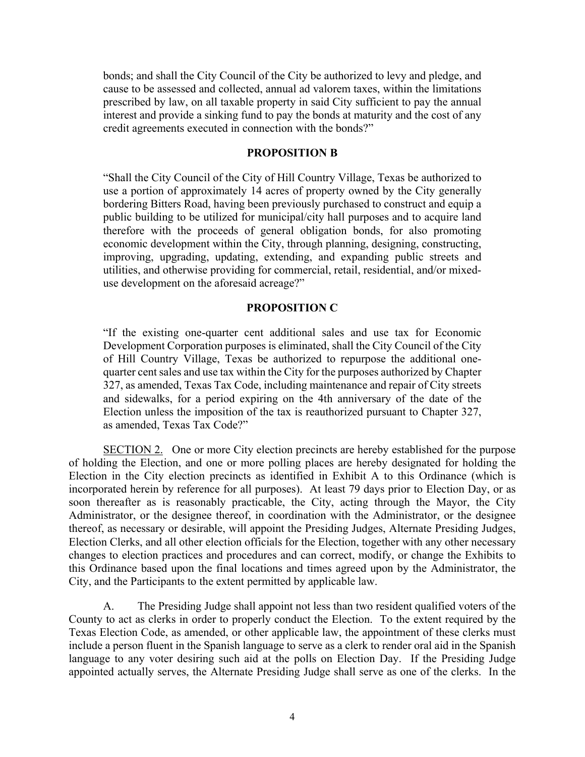bonds; and shall the City Council of the City be authorized to levy and pledge, and cause to be assessed and collected, annual ad valorem taxes, within the limitations prescribed by law, on all taxable property in said City sufficient to pay the annual interest and provide a sinking fund to pay the bonds at maturity and the cost of any credit agreements executed in connection with the bonds?"

**PROPOSITION B**

"Shall the City Council of the City of Hill Country Village, Texas be authorized to use a portion of approximately 14 acres of property owned by the City generally bordering Bitters Road, having been previously purchased to construct and equip a public building to be utilized for municipal/city hall purposes and to acquire land therefore with the proceeds of general obligation bonds, for also promoting economic development within the City, through planning, designing, constructing, improving, upgrading, updating, extending, and expanding public streets and utilities, and otherwise providing for commercial, retail, residential, and/or mixed-use development on the aforesaid acreage?"

**PROPOSITION C**

"If the existing one-quarter cent additional sales and use tax for Economic Development Corporation purposes is eliminated, shall the City Council of the City of Hill Country Village, Texas be authorized to repurpose the additional one-quarter cent sales and use tax within the City for the purposes authorized by Chapter 327, as amended, Texas Tax Code, including maintenance and repair of City streets and sidewalks, for a period expiring on the 4th anniversary of the date of the Election unless the imposition of the tax is reauthorized pursuant to Chapter 327, as amended, Texas Tax Code?"

SECTION 2. One or more City election precincts are hereby established for the purpose of holding the Election, and one or more polling places are hereby designated for holding the Election in the City election precincts as identified in Exhibit A to this Ordinance (which is incorporated herein by reference for all purposes). At least 79 days prior to Election Day, or as soon thereafter as is reasonably practicable, the City, acting through the Mayor, the City Administrator, or the designee thereof, in coordination with the Administrator, or the designee thereof, as necessary or desirable, will appoint the Presiding Judges, Alternate Presiding Judges, Election Clerks, and all other election officials for the Election, together with any other necessary changes to election practices and procedures and can correct, modify, or change the Exhibits to this Ordinance based upon the final locations and times agreed upon by the Administrator, the City, and the Participants to the extent permitted by applicable law.

A. The Presiding Judge shall appoint not less than two resident qualified voters of the County to act as clerks in order to properly conduct the Election. To the extent required by the Texas Election Code, as amended, or other applicable law, the appointment of these clerks must include a person fluent in the Spanish language to serve as a clerk to render oral aid in the Spanish language to any voter desiring such aid at the polls on Election Day. If the Presiding Judge appointed actually serves, the Alternate Presiding Judge shall serve as one of the clerks. In the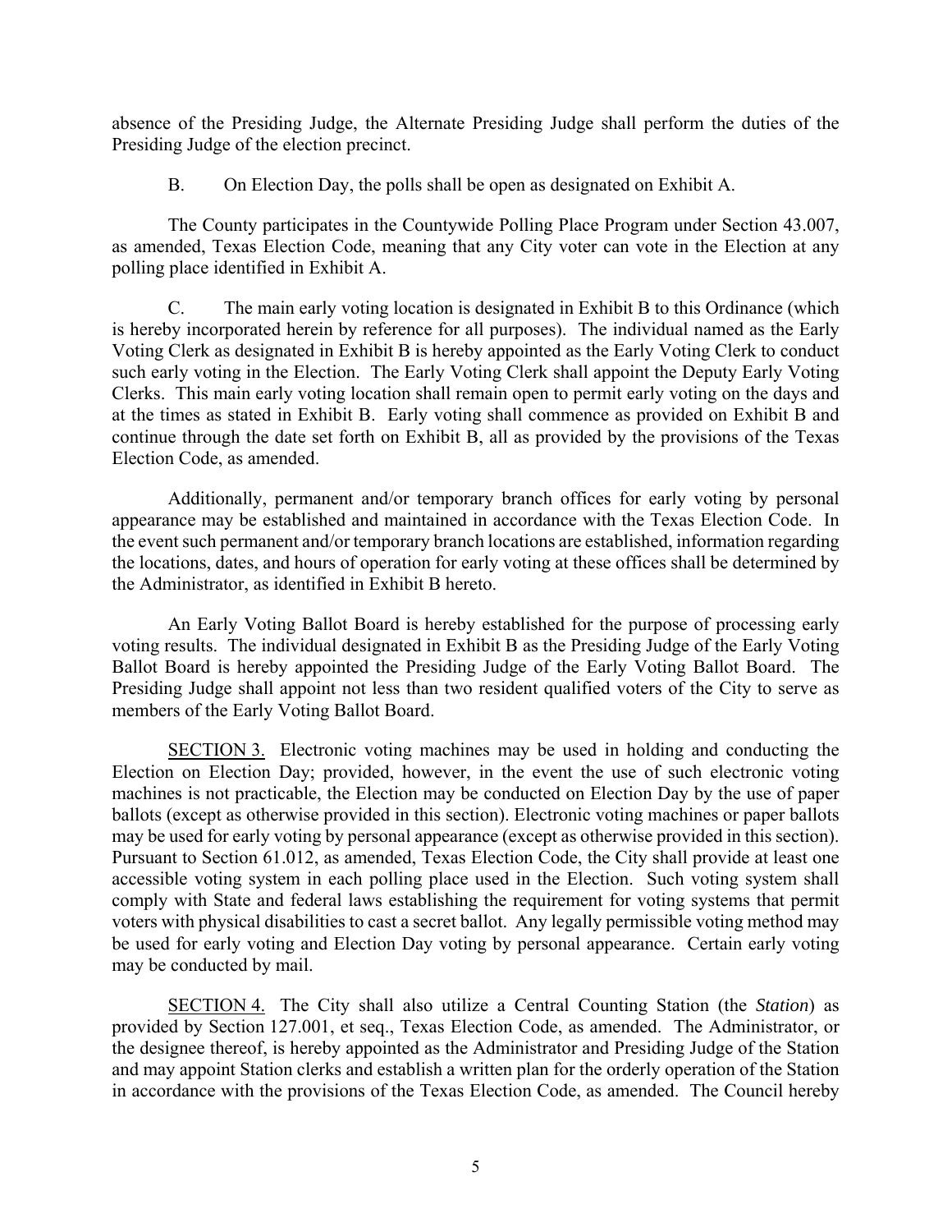absence of the Presiding Judge, the Alternate Presiding Judge shall perform the duties of the Presiding Judge of the election precinct.

B. On Election Day, the polls shall be open as designated on Exhibit A.

The County participates in the Countywide Polling Place Program under Section 43.007, as amended, Texas Election Code, meaning that any City voter can vote in the Election at any polling place identified in Exhibit A.

C. The main early voting location is designated in Exhibit B to this Ordinance (which is hereby incorporated herein by reference for all purposes). The individual named as the Early Voting Clerk as designated in Exhibit B is hereby appointed as the Early Voting Clerk to conduct such early voting in the Election. The Early Voting Clerk shall appoint the Deputy Early Voting Clerks. This main early voting location shall remain open to permit early voting on the days and at the times as stated in Exhibit B. Early voting shall commence as provided on Exhibit B and continue through the date set forth on Exhibit B, all as provided by the provisions of the Texas Election Code, as amended.

Additionally, permanent and/or temporary branch offices for early voting by personal appearance may be established and maintained in accordance with the Texas Election Code. In the event such permanent and/or temporary branch locations are established, information regarding the locations, dates, and hours of operation for early voting at these offices shall be determined by the Administrator, as identified in Exhibit B hereto.

An Early Voting Ballot Board is hereby established for the purpose of processing early voting results. The individual designated in Exhibit B as the Presiding Judge of the Early Voting Ballot Board is hereby appointed the Presiding Judge of the Early Voting Ballot Board. The Presiding Judge shall appoint not less than two resident qualified voters of the City to serve as members of the Early Voting Ballot Board.

SECTION 3. Electronic voting machines may be used in holding and conducting the Election on Election Day; provided, however, in the event the use of such electronic voting machines is not practicable, the Election may be conducted on Election Day by the use of paper ballots (except as otherwise provided in this section). Electronic voting machines or paper ballots may be used for early voting by personal appearance (except as otherwise provided in this section). Pursuant to Section 61.012, as amended, Texas Election Code, the City shall provide at least one accessible voting system in each polling place used in the Election. Such voting system shall comply with State and federal laws establishing the requirement for voting systems that permit voters with physical disabilities to cast a secret ballot. Any legally permissible voting method may be used for early voting and Election Day voting by personal appearance. Certain early voting may be conducted by mail.

SECTION 4. The City shall also utilize a Central Counting Station (the *Station*) as provided by Section 127.001, et seq., Texas Election Code, as amended. The Administrator, or the designee thereof, is hereby appointed as the Administrator and Presiding Judge of the Station and may appoint Station clerks and establish a written plan for the orderly operation of the Station in accordance with the provisions of the Texas Election Code, as amended. The Council hereby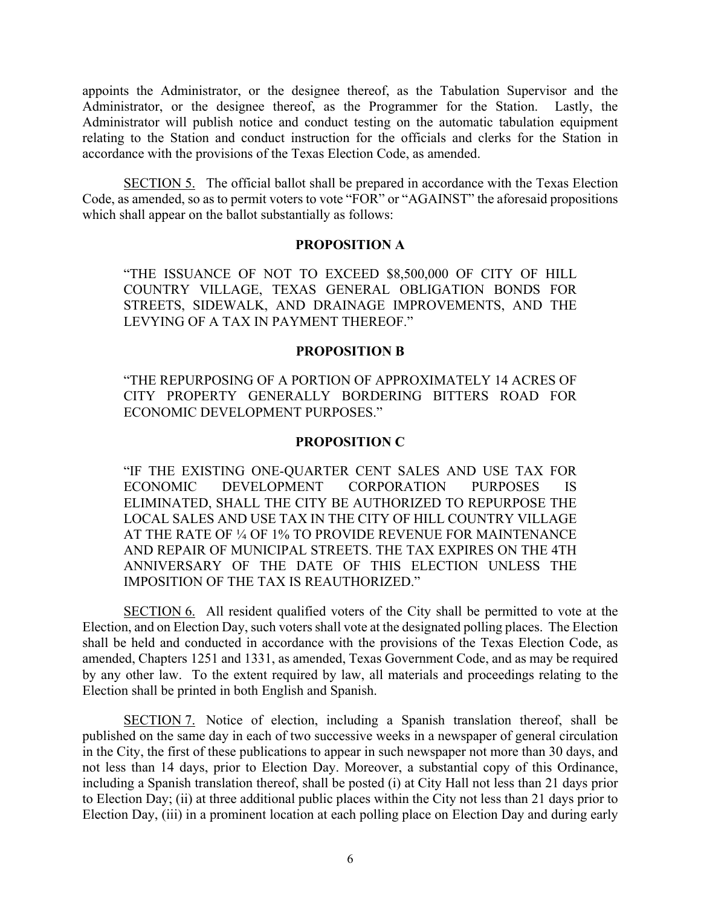appoints the Administrator, or the designee thereof, as the Tabulation Supervisor and the Administrator, or the designee thereof, as the Programmer for the Station. Lastly, the Administrator will publish notice and conduct testing on the automatic tabulation equipment relating to the Station and conduct instruction for the officials and clerks for the Station in accordance with the provisions of the Texas Election Code, as amended.

<u>SECTION 5.</u> The official ballot shall be prepared in accordance with the Texas Election Code, as amended, so as to permit voters to vote "FOR" or "AGAINST" the aforesaid propositions which shall appear on the ballot substantially as follows:

**PROPOSITION A**

> "THE ISSUANCE OF NOT TO EXCEED $8,500,000 OF CITY OF HILL COUNTRY VILLAGE, TEXAS GENERAL OBLIGATION BONDS FOR STREETS, SIDEWALK, AND DRAINAGE IMPROVEMENTS, AND THE LEVYING OF A TAX IN PAYMENT THEREOF."

**PROPOSITION B**

> "THE REPURPOSING OF A PORTION OF APPROXIMATELY 14 ACRES OF CITY PROPERTY GENERALLY BORDERING BITTERS ROAD FOR ECONOMIC DEVELOPMENT PURPOSES."

**PROPOSITION C**

> "IF THE EXISTING ONE-QUARTER CENT SALES AND USE TAX FOR ECONOMIC DEVELOPMENT CORPORATION PURPOSES IS ELIMINATED, SHALL THE CITY BE AUTHORIZED TO REPURPOSE THE LOCAL SALES AND USE TAX IN THE CITY OF HILL COUNTRY VILLAGE AT THE RATE OF ¼ OF 1% TO PROVIDE REVENUE FOR MAINTENANCE AND REPAIR OF MUNICIPAL STREETS. THE TAX EXPIRES ON THE 4TH ANNIVERSARY OF THE DATE OF THIS ELECTION UNLESS THE IMPOSITION OF THE TAX IS REAUTHORIZED."

<u>SECTION 6.</u> All resident qualified voters of the City shall be permitted to vote at the Election, and on Election Day, such voters shall vote at the designated polling places. The Election shall be held and conducted in accordance with the provisions of the Texas Election Code, as amended, Chapters 1251 and 1331, as amended, Texas Government Code, and as may be required by any other law. To the extent required by law, all materials and proceedings relating to the Election shall be printed in both English and Spanish.

<u>SECTION 7.</u> Notice of election, including a Spanish translation thereof, shall be published on the same day in each of two successive weeks in a newspaper of general circulation in the City, the first of these publications to appear in such newspaper not more than 30 days, and not less than 14 days, prior to Election Day. Moreover, a substantial copy of this Ordinance, including a Spanish translation thereof, shall be posted (i) at City Hall not less than 21 days prior to Election Day; (ii) at three additional public places within the City not less than 21 days prior to Election Day, (iii) in a prominent location at each polling place on Election Day and during early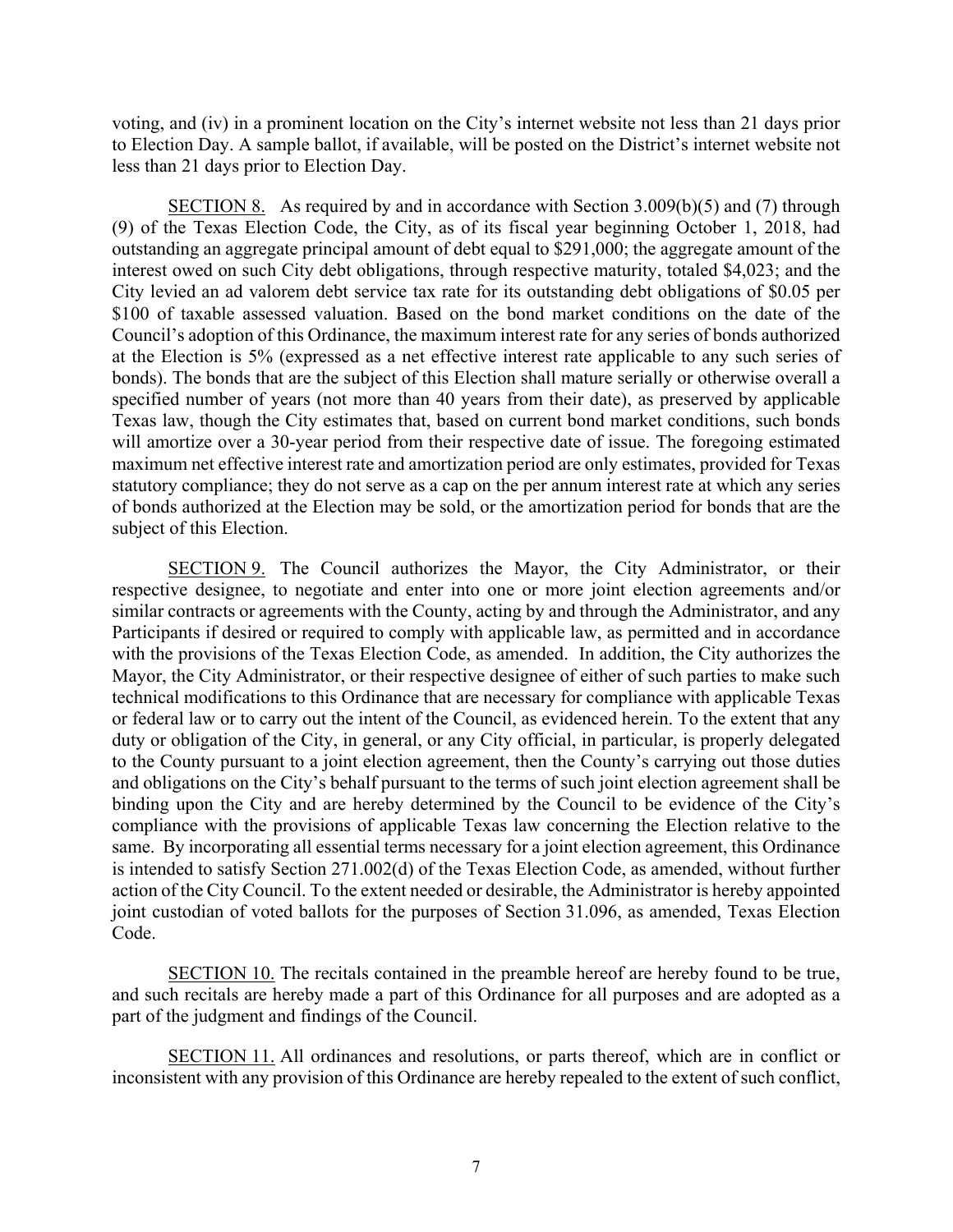voting, and (iv) in a prominent location on the City's internet website not less than 21 days prior to Election Day. A sample ballot, if available, will be posted on the District's internet website not less than 21 days prior to Election Day.

SECTION 8. As required by and in accordance with Section 3.009(b)(5) and (7) through (9) of the Texas Election Code, the City, as of its fiscal year beginning October 1, 2018, had outstanding an aggregate principal amount of debt equal to $291,000; the aggregate amount of the interest owed on such City debt obligations, through respective maturity, totaled $4,023; and the City levied an ad valorem debt service tax rate for its outstanding debt obligations of $0.05 per $100 of taxable assessed valuation. Based on the bond market conditions on the date of the Council's adoption of this Ordinance, the maximum interest rate for any series of bonds authorized at the Election is 5% (expressed as a net effective interest rate applicable to any such series of bonds). The bonds that are the subject of this Election shall mature serially or otherwise overall a specified number of years (not more than 40 years from their date), as preserved by applicable Texas law, though the City estimates that, based on current bond market conditions, such bonds will amortize over a 30-year period from their respective date of issue. The foregoing estimated maximum net effective interest rate and amortization period are only estimates, provided for Texas statutory compliance; they do not serve as a cap on the per annum interest rate at which any series of bonds authorized at the Election may be sold, or the amortization period for bonds that are the subject of this Election.

SECTION 9. The Council authorizes the Mayor, the City Administrator, or their respective designee, to negotiate and enter into one or more joint election agreements and/or similar contracts or agreements with the County, acting by and through the Administrator, and any Participants if desired or required to comply with applicable law, as permitted and in accordance with the provisions of the Texas Election Code, as amended. In addition, the City authorizes the Mayor, the City Administrator, or their respective designee of either of such parties to make such technical modifications to this Ordinance that are necessary for compliance with applicable Texas or federal law or to carry out the intent of the Council, as evidenced herein. To the extent that any duty or obligation of the City, in general, or any City official, in particular, is properly delegated to the County pursuant to a joint election agreement, then the County's carrying out those duties and obligations on the City's behalf pursuant to the terms of such joint election agreement shall be binding upon the City and are hereby determined by the Council to be evidence of the City's compliance with the provisions of applicable Texas law concerning the Election relative to the same. By incorporating all essential terms necessary for a joint election agreement, this Ordinance is intended to satisfy Section 271.002(d) of the Texas Election Code, as amended, without further action of the City Council. To the extent needed or desirable, the Administrator is hereby appointed joint custodian of voted ballots for the purposes of Section 31.096, as amended, Texas Election Code.

SECTION 10. The recitals contained in the preamble hereof are hereby found to be true, and such recitals are hereby made a part of this Ordinance for all purposes and are adopted as a part of the judgment and findings of the Council.

SECTION 11. All ordinances and resolutions, or parts thereof, which are in conflict or inconsistent with any provision of this Ordinance are hereby repealed to the extent of such conflict,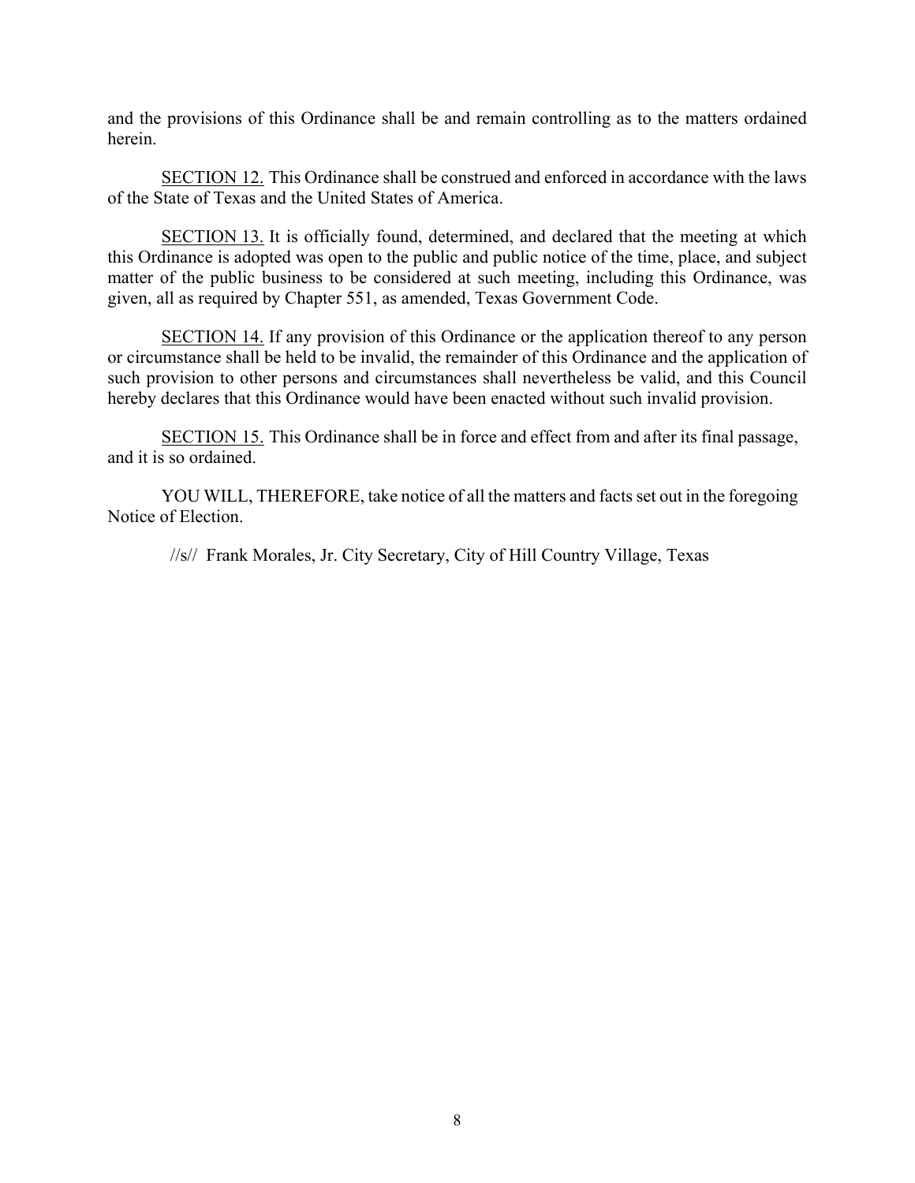and the provisions of this Ordinance shall be and remain controlling as to the matters ordained herein.

SECTION 12. This Ordinance shall be construed and enforced in accordance with the laws of the State of Texas and the United States of America.

SECTION 13. It is officially found, determined, and declared that the meeting at which this Ordinance is adopted was open to the public and public notice of the time, place, and subject matter of the public business to be considered at such meeting, including this Ordinance, was given, all as required by Chapter 551, as amended, Texas Government Code.

SECTION 14. If any provision of this Ordinance or the application thereof to any person or circumstance shall be held to be invalid, the remainder of this Ordinance and the application of such provision to other persons and circumstances shall nevertheless be valid, and this Council hereby declares that this Ordinance would have been enacted without such invalid provision.

SECTION 15. This Ordinance shall be in force and effect from and after its final passage, and it is so ordained.

YOU WILL, THEREFORE, take notice of all the matters and facts set out in the foregoing Notice of Election.

//s// Frank Morales, Jr. City Secretary, City of Hill Country Village, Texas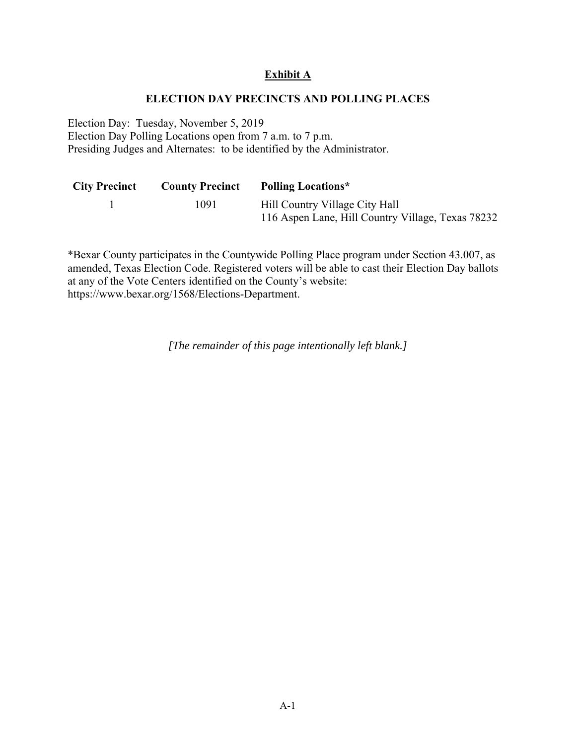**Exhibit A**

**ELECTION DAY PRECINCTS AND POLLING PLACES**

Election Day: Tuesday, November 5, 2019
Election Day Polling Locations open from 7 a.m. to 7 p.m.
Presiding Judges and Alternates: to be identified by the Administrator.

| City Precinct | County Precinct | Polling Locations* |
|---|---|---|
| 1 | 1091 | Hill Country Village City Hall<br>116 Aspen Lane, Hill Country Village, Texas 78232 |

*Bexar County participates in the Countywide Polling Place program under Section 43.007, as amended, Texas Election Code. Registered voters will be able to cast their Election Day ballots at any of the Vote Centers identified on the County's website: https://www.bexar.org/1568/Elections-Department.

*[The remainder of this page intentionally left blank.]*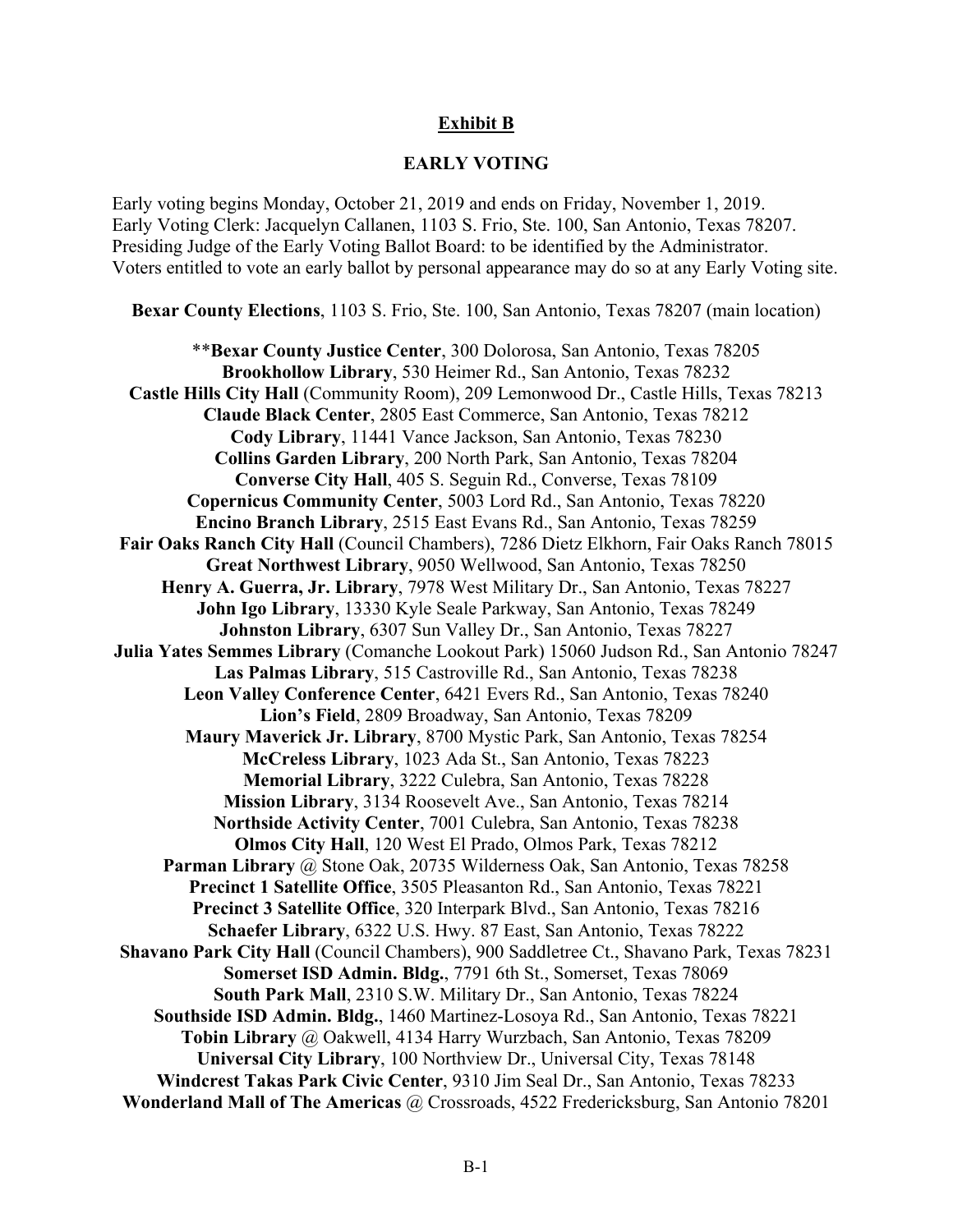**Exhibit B**

**EARLY VOTING**

Early voting begins Monday, October 21, 2019 and ends on Friday, November 1, 2019.
Early Voting Clerk: Jacquelyn Callanen, 1103 S. Frio, Ste. 100, San Antonio, Texas 78207.
Presiding Judge of the Early Voting Ballot Board: to be identified by the Administrator.
Voters entitled to vote an early ballot by personal appearance may do so at any Early Voting site.

**Bexar County Elections**, 1103 S. Frio, Ste. 100, San Antonio, Texas 78207 (main location)

**Bexar County Justice Center**, 300 Dolorosa, San Antonio, Texas 78205
**Brookhollow Library**, 530 Heimer Rd., San Antonio, Texas 78232
**Castle Hills City Hall** (Community Room), 209 Lemonwood Dr., Castle Hills, Texas 78213
**Claude Black Center**, 2805 East Commerce, San Antonio, Texas 78212
**Cody Library**, 11441 Vance Jackson, San Antonio, Texas 78230
**Collins Garden Library**, 200 North Park, San Antonio, Texas 78204
**Converse City Hall**, 405 S. Seguin Rd., Converse, Texas 78109
**Copernicus Community Center**, 5003 Lord Rd., San Antonio, Texas 78220
**Encino Branch Library**, 2515 East Evans Rd., San Antonio, Texas 78259
**Fair Oaks Ranch City Hall** (Council Chambers), 7286 Dietz Elkhorn, Fair Oaks Ranch 78015
**Great Northwest Library**, 9050 Wellwood, San Antonio, Texas 78250
**Henry A. Guerra, Jr. Library**, 7978 West Military Dr., San Antonio, Texas 78227
**John Igo Library**, 13330 Kyle Seale Parkway, San Antonio, Texas 78249
**Johnston Library**, 6307 Sun Valley Dr., San Antonio, Texas 78227
**Julia Yates Semmes Library** (Comanche Lookout Park) 15060 Judson Rd., San Antonio 78247
**Las Palmas Library**, 515 Castroville Rd., San Antonio, Texas 78238
**Leon Valley Conference Center**, 6421 Evers Rd., San Antonio, Texas 78240
**Lion's Field**, 2809 Broadway, San Antonio, Texas 78209
**Maury Maverick Jr. Library**, 8700 Mystic Park, San Antonio, Texas 78254
**McCreless Library**, 1023 Ada St., San Antonio, Texas 78223
**Memorial Library**, 3222 Culebra, San Antonio, Texas 78228
**Mission Library**, 3134 Roosevelt Ave., San Antonio, Texas 78214
**Northside Activity Center**, 7001 Culebra, San Antonio, Texas 78238
**Olmos City Hall**, 120 West El Prado, Olmos Park, Texas 78212
**Parman Library** @ Stone Oak, 20735 Wilderness Oak, San Antonio, Texas 78258
**Precinct 1 Satellite Office**, 3505 Pleasanton Rd., San Antonio, Texas 78221
**Precinct 3 Satellite Office**, 320 Interpark Blvd., San Antonio, Texas 78216
**Schaefer Library**, 6322 U.S. Hwy. 87 East, San Antonio, Texas 78222
**Shavano Park City Hall** (Council Chambers), 900 Saddletree Ct., Shavano Park, Texas 78231
**Somerset ISD Admin. Bldg.**, 7791 6th St., Somerset, Texas 78069
**South Park Mall**, 2310 S.W. Military Dr., San Antonio, Texas 78224
**Southside ISD Admin. Bldg.**, 1460 Martinez-Losoya Rd., San Antonio, Texas 78221
**Tobin Library** @ Oakwell, 4134 Harry Wurzbach, San Antonio, Texas 78209
**Universal City Library**, 100 Northview Dr., Universal City, Texas 78148
**Windcrest Takas Park Civic Center**, 9310 Jim Seal Dr., San Antonio, Texas 78233
**Wonderland Mall of The Americas** @ Crossroads, 4522 Fredericksburg, San Antonio 78201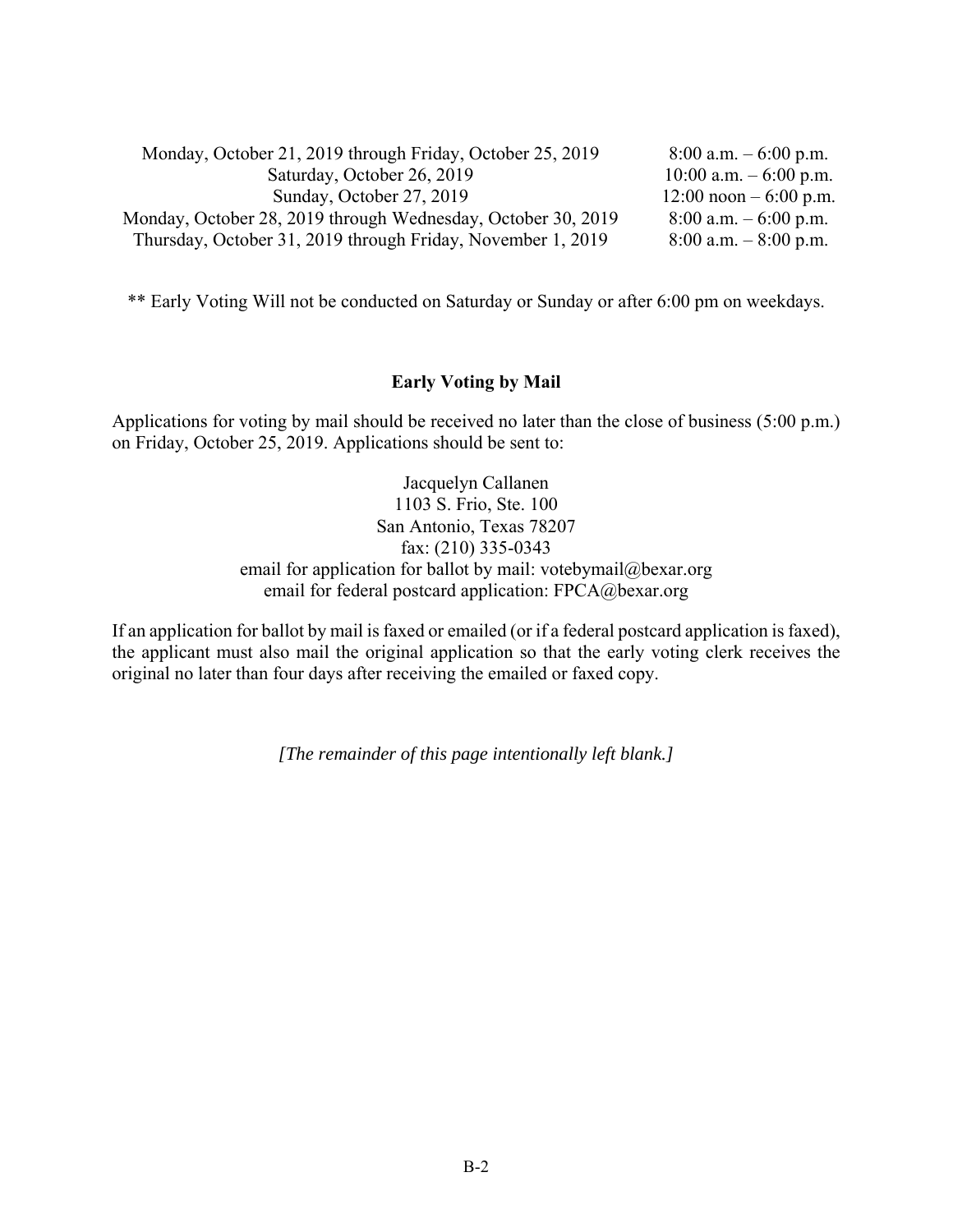| | |
|---|---|
| Monday, October 21, 2019 through Friday, October 25, 2019 | 8:00 a.m. – 6:00 p.m. |
| Saturday, October 26, 2019 | 10:00 a.m. – 6:00 p.m. |
| Sunday, October 27, 2019 | 12:00 noon – 6:00 p.m. |
| Monday, October 28, 2019 through Wednesday, October 30, 2019 | 8:00 a.m. – 6:00 p.m. |
| Thursday, October 31, 2019 through Friday, November 1, 2019 | 8:00 a.m. – 8:00 p.m. |

** Early Voting Will not be conducted on Saturday or Sunday or after 6:00 pm on weekdays.

**Early Voting by Mail**

Applications for voting by mail should be received no later than the close of business (5:00 p.m.) on Friday, October 25, 2019. Applications should be sent to:

Jacquelyn Callanen
1103 S. Frio, Ste. 100
San Antonio, Texas 78207
fax: (210) 335-0343
email for application for ballot by mail: votebymail@bexar.org
email for federal postcard application: FPCA@bexar.org

If an application for ballot by mail is faxed or emailed (or if a federal postcard application is faxed), the applicant must also mail the original application so that the early voting clerk receives the original no later than four days after receiving the emailed or faxed copy.

*[The remainder of this page intentionally left blank.]*